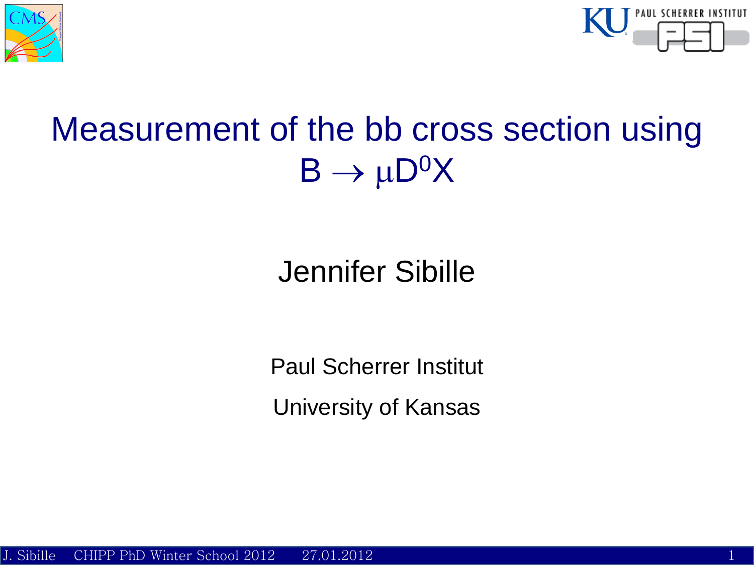# Measurement of the bb cross section using $B \to \mu D^0 X$

Jennifer Sibille

Paul Scherrer Institut

University of Kansas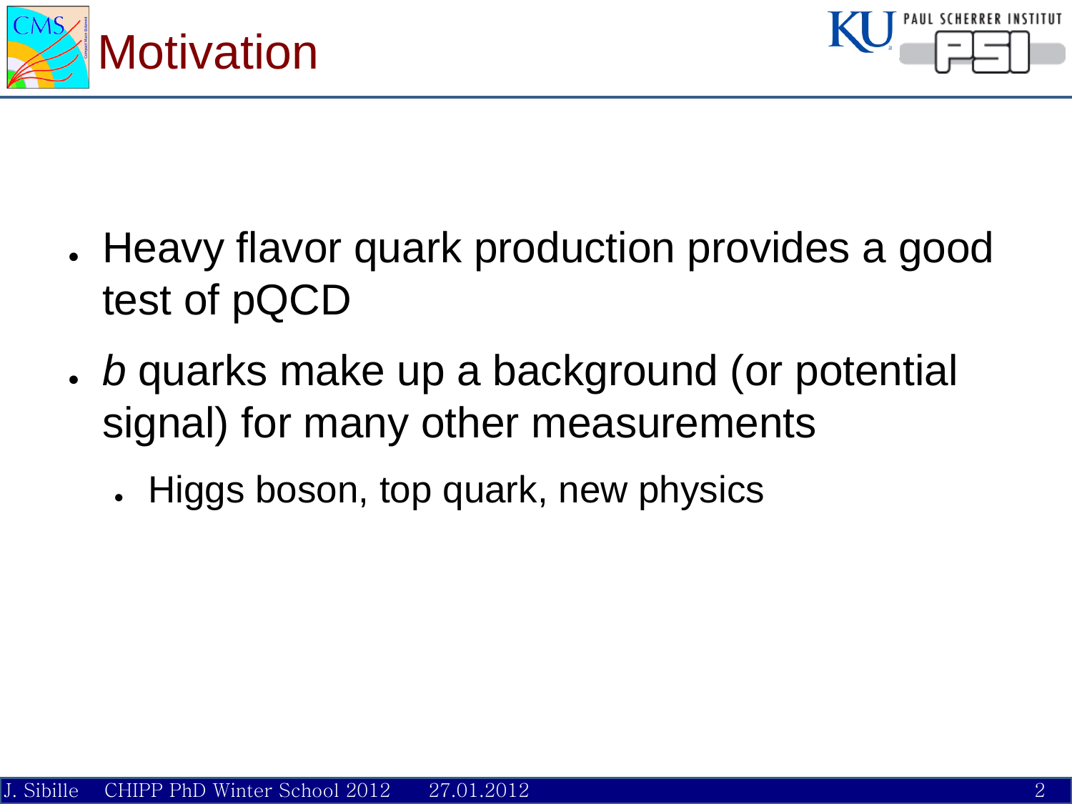# Motivation

- Heavy flavor quark production provides a good test of pQCD
- *b* quarks make up a background (or potential signal) for many other measurements
  - Higgs boson, top quark, new physics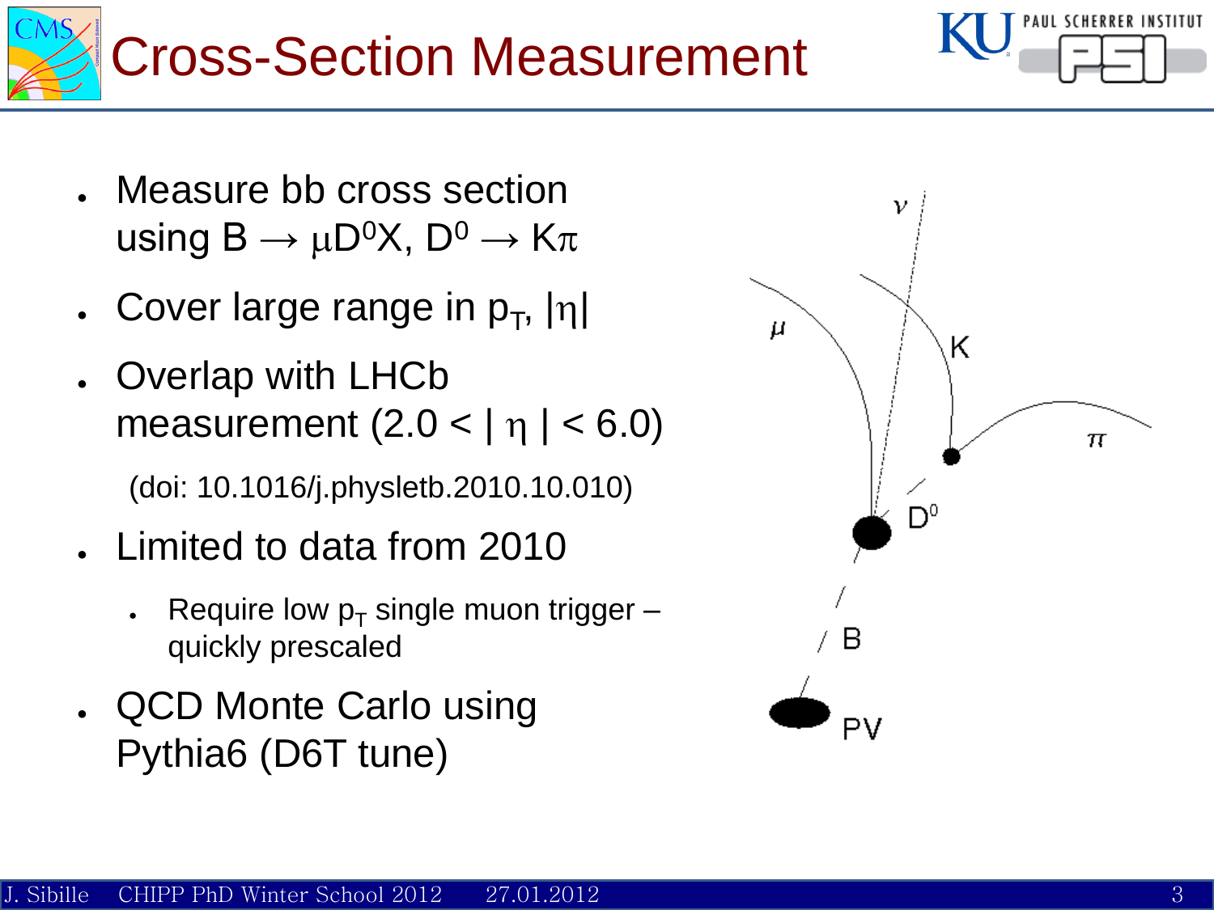# Cross-Section Measurement

- Measure bb cross section using $B \rightarrow \mu D^0 X$, $D^0 \rightarrow K\pi$
- Cover large range in $p_T$, $|\eta|$
- Overlap with LHCb measurement ($2.0 < |\eta| < 6.0$)

  (doi: 10.1016/j.physletb.2010.10.010)
- Limited to data from 2010
  - Require low $p_T$ single muon trigger – quickly prescaled
- QCD Monte Carlo using Pythia6 (D6T tune)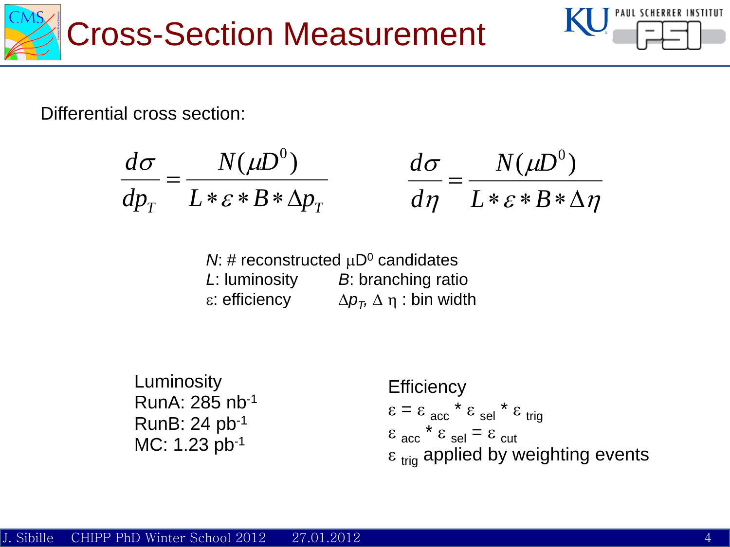# Cross-Section Measurement

Differential cross section:

$$\frac{d\sigma}{dp_T} = \frac{N(\mu D^0)}{L * \varepsilon * B * \Delta p_T} \qquad \frac{d\sigma}{d\eta} = \frac{N(\mu D^0)}{L * \varepsilon * B * \Delta \eta}$$

$N$: # reconstructed $\mu D^0$ candidates
$L$: luminosity — $B$: branching ratio
$\varepsilon$: efficiency — $\Delta p_T$, $\Delta \eta$ : bin width

Luminosity
RunA: 285 $nb^{-1}$
RunB: 24 $pb^{-1}$
MC: 1.23 $pb^{-1}$

Efficiency
$\varepsilon = \varepsilon_{acc} * \varepsilon_{sel} * \varepsilon_{trig}$
$\varepsilon_{acc} * \varepsilon_{sel} = \varepsilon_{cut}$
$\varepsilon_{trig}$ applied by weighting events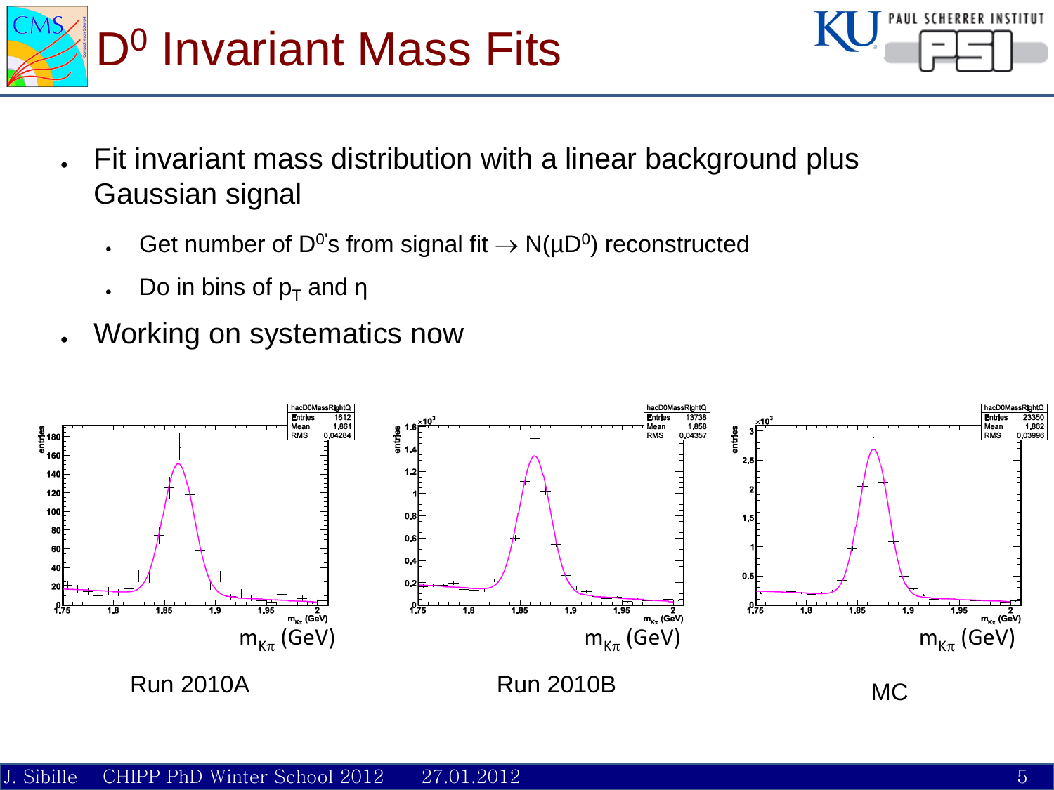# $D^0$ Invariant Mass Fits

- Fit invariant mass distribution with a linear background plus Gaussian signal
  - Get number of $D^0$'s from signal fit $\rightarrow N(\mu D^0)$ reconstructed
  - Do in bins of $p_T$ and $\eta$
- Working on systematics now

hacD0MassRightQ
Entries 1612
Mean 1.861
RMS 0.04284

entries

$m_{K\pi}$ (GeV)

Run 2010A

hacD0MassRightQ
Entries 13738
Mean 1.858
RMS 0.04357

entries

$\times 10^3$

$m_{K\pi}$ (GeV)

Run 2010B

hacD0MassRightQ
Entries 23350
Mean 1.862
RMS 0.03996

entries

$\times 10^3$

$m_{K\pi}$ (GeV)

MC